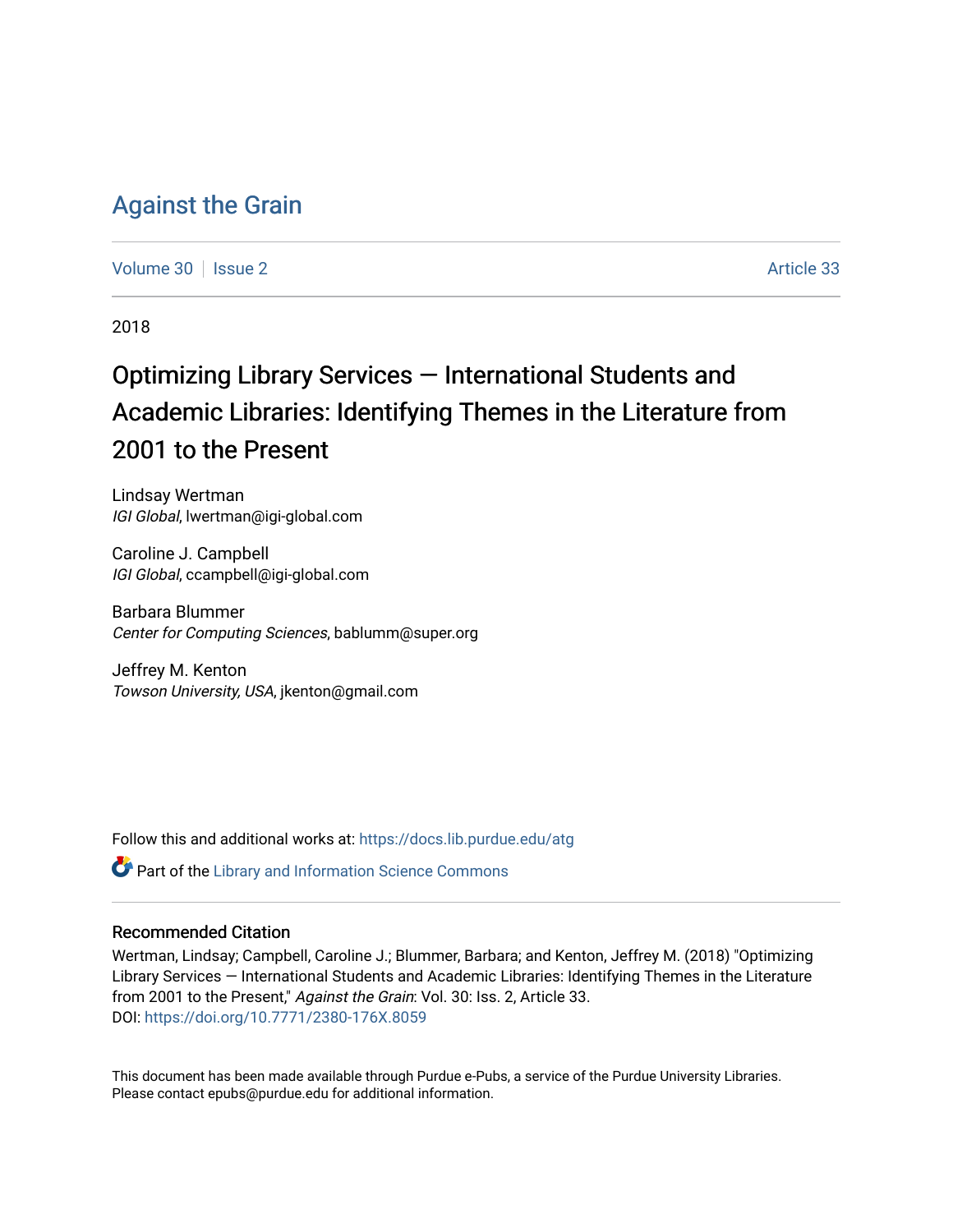# Against the Grain

Volume 30 | Issue 2 | Article 33

2018

## Optimizing Library Services — International Students and Academic Libraries: Identifying Themes in the Literature from 2001 to the Present

Lindsay Wertman
*IGI Global*, lwertman@igi-global.com

Caroline J. Campbell
*IGI Global*, ccampbell@igi-global.com

Barbara Blummer
*Center for Computing Sciences*, bablumm@super.org

Jeffrey M. Kenton
*Towson University, USA*, jkenton@gmail.com

Follow this and additional works at: https://docs.lib.purdue.edu/atg

Part of the Library and Information Science Commons

### Recommended Citation

Wertman, Lindsay; Campbell, Caroline J.; Blummer, Barbara; and Kenton, Jeffrey M. (2018) "Optimizing Library Services — International Students and Academic Libraries: Identifying Themes in the Literature from 2001 to the Present," *Against the Grain*: Vol. 30: Iss. 2, Article 33.
DOI: https://doi.org/10.7771/2380-176X.8059

This document has been made available through Purdue e-Pubs, a service of the Purdue University Libraries. Please contact epubs@purdue.edu for additional information.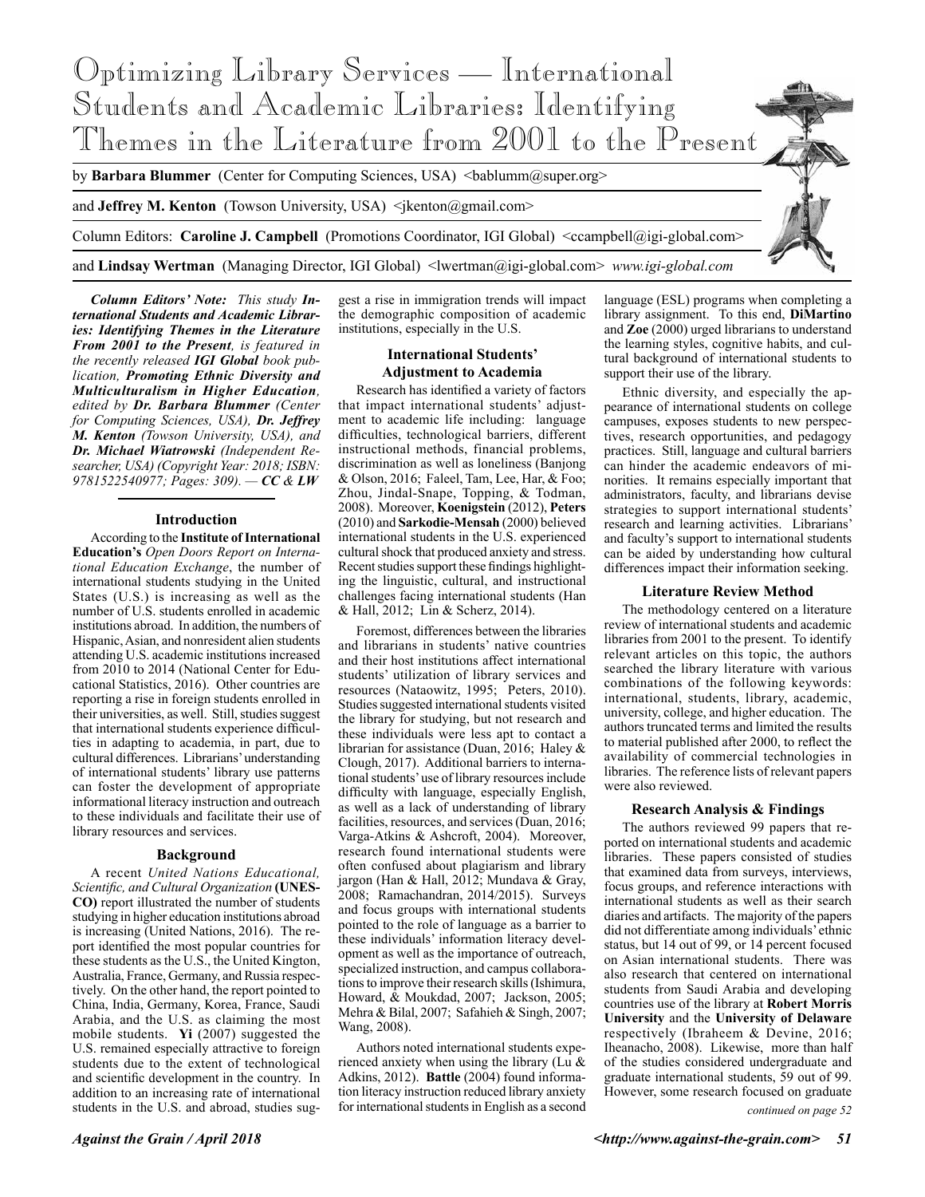# Optimizing Library Services — International Students and Academic Libraries: Identifying Themes in the Literature from 2001 to the Present

by **Barbara Blummer** (Center for Computing Sciences, USA) <bablumm@super.org>

and **Jeffrey M. Kenton** (Towson University, USA) <jkenton@gmail.com>

Column Editors: **Caroline J. Campbell** (Promotions Coordinator, IGI Global) <ccampbell@igi-global.com>

and **Lindsay Wertman** (Managing Director, IGI Global) <lwertman@igi-global.com> *www.igi-global.com*

***Column Editors' Note:** This study **International Students and Academic Libraries: Identifying Themes in the Literature From 2001 to the Present**, is featured in the recently released **IGI Global** book publication, **Promoting Ethnic Diversity and Multiculturalism in Higher Education**, edited by **Dr. Barbara Blummer** (Center for Computing Sciences, USA), **Dr. Jeffrey M. Kenton** (Towson University, USA), and **Dr. Michael Wiatrowski** (Independent Researcher, USA) (Copyright Year: 2018; ISBN: 9781522540977; Pages: 309). — **CC** & **LW***

## Introduction

According to the **Institute of International Education's** *Open Doors Report on International Education Exchange*, the number of international students studying in the United States (U.S.) is increasing as well as the number of U.S. students enrolled in academic institutions abroad. In addition, the numbers of Hispanic, Asian, and nonresident alien students attending U.S. academic institutions increased from 2010 to 2014 (National Center for Educational Statistics, 2016). Other countries are reporting a rise in foreign students enrolled in their universities, as well. Still, studies suggest that international students experience difficulties in adapting to academia, in part, due to cultural differences. Librarians' understanding of international students' library use patterns can foster the development of appropriate informational literacy instruction and outreach to these individuals and facilitate their use of library resources and services.

## Background

A recent *United Nations Educational, Scientific, and Cultural Organization* **(UNESCO)** report illustrated the number of students studying in higher education institutions abroad is increasing (United Nations, 2016). The report identified the most popular countries for these students as the U.S., the United Kington, Australia, France, Germany, and Russia respectively. On the other hand, the report pointed to China, India, Germany, Korea, France, Saudi Arabia, and the U.S. as claiming the most mobile students. **Yi** (2007) suggested the U.S. remained especially attractive to foreign students due to the extent of technological and scientific development in the country. In addition to an increasing rate of international students in the U.S. and abroad, studies suggest a rise in immigration trends will impact the demographic composition of academic institutions, especially in the U.S.

## International Students' Adjustment to Academia

Research has identified a variety of factors that impact international students' adjustment to academic life including: language difficulties, technological barriers, different instructional methods, financial problems, discrimination as well as loneliness (Banjong & Olson, 2016; Faleel, Tam, Lee, Har, & Foo; Zhou, Jindal-Snape, Topping, & Todman, 2008). Moreover, **Koenigstein** (2012), **Peters** (2010) and **Sarkodie-Mensah** (2000) believed international students in the U.S. experienced cultural shock that produced anxiety and stress. Recent studies support these findings highlighting the linguistic, cultural, and instructional challenges facing international students (Han & Hall, 2012; Lin & Scherz, 2014).

Foremost, differences between the libraries and librarians in students' native countries and their host institutions affect international students' utilization of library services and resources (Nataowitz, 1995; Peters, 2010). Studies suggested international students visited the library for studying, but not research and these individuals were less apt to contact a librarian for assistance (Duan, 2016; Haley & Clough, 2017). Additional barriers to international students' use of library resources include difficulty with language, especially English, as well as a lack of understanding of library facilities, resources, and services (Duan, 2016; Varga-Atkins & Ashcroft, 2004). Moreover, research found international students were often confused about plagiarism and library jargon (Han & Hall, 2012; Mundava & Gray, 2008; Ramachandran, 2014/2015). Surveys and focus groups with international students pointed to the role of language as a barrier to these individuals' information literacy development as well as the importance of outreach, specialized instruction, and campus collaborations to improve their research skills (Ishimura, Howard, & Moukdad, 2007; Jackson, 2005; Mehra & Bilal, 2007; Safahieh & Singh, 2007; Wang, 2008).

Authors noted international students experienced anxiety when using the library (Lu & Adkins, 2012). **Battle** (2004) found information literacy instruction reduced library anxiety for international students in English as a second language (ESL) programs when completing a library assignment. To this end, **DiMartino** and **Zoe** (2000) urged librarians to understand the learning styles, cognitive habits, and cultural background of international students to support their use of the library.

Ethnic diversity, and especially the appearance of international students on college campuses, exposes students to new perspectives, research opportunities, and pedagogy practices. Still, language and cultural barriers can hinder the academic endeavors of minorities. It remains especially important that administrators, faculty, and librarians devise strategies to support international students' research and learning activities. Librarians' and faculty's support to international students can be aided by understanding how cultural differences impact their information seeking.

## Literature Review Method

The methodology centered on a literature review of international students and academic libraries from 2001 to the present. To identify relevant articles on this topic, the authors searched the library literature with various combinations of the following keywords: international, students, library, academic, university, college, and higher education. The authors truncated terms and limited the results to material published after 2000, to reflect the availability of commercial technologies in libraries. The reference lists of relevant papers were also reviewed.

## Research Analysis & Findings

The authors reviewed 99 papers that reported on international students and academic libraries. These papers consisted of studies that examined data from surveys, interviews, focus groups, and reference interactions with international students as well as their search diaries and artifacts. The majority of the papers did not differentiate among individuals' ethnic status, but 14 out of 99, or 14 percent focused on Asian international students. There was also research that centered on international students from Saudi Arabia and developing countries use of the library at **Robert Morris University** and the **University of Delaware** respectively (Ibraheem & Devine, 2016; Iheanacho, 2008). Likewise, more than half of the studies considered undergraduate and graduate international students, 59 out of 99. However, some research focused on graduate

*continued on page 52*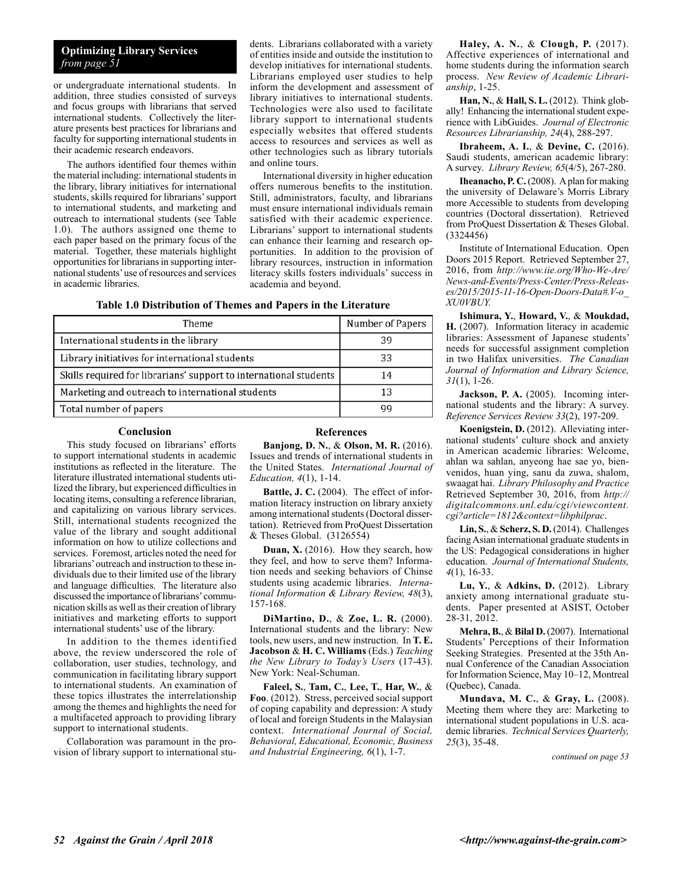**Optimizing Library Services**
*from page 51*

or undergraduate international students. In addition, three studies consisted of surveys and focus groups with librarians that served international students. Collectively the literature presents best practices for librarians and faculty for supporting international students in their academic research endeavors.

The authors identified four themes within the material including: international students in the library, library initiatives for international students, skills required for librarians' support to international students, and marketing and outreach to international students (see Table 1.0). The authors assigned one theme to each paper based on the primary focus of the material. Together, these materials highlight opportunities for librarians in supporting international students' use of resources and services in academic libraries.

dents. Librarians collaborated with a variety of entities inside and outside the institution to develop initiatives for international students. Librarians employed user studies to help inform the development and assessment of library initiatives to international students. Technologies were also used to facilitate library support to international students especially websites that offered students access to resources and services as well as other technologies such as library tutorials and online tours.

International diversity in higher education offers numerous benefits to the institution. Still, administrators, faculty, and librarians must ensure international individuals remain satisfied with their academic experience. Librarians' support to international students can enhance their learning and research opportunities. In addition to the provision of library resources, instruction in information literacy skills fosters individuals' success in academia and beyond.

**Table 1.0 Distribution of Themes and Papers in the Literature**

| Theme | Number of Papers |
|---|---|
| International students in the library | 39 |
| Library initiatives for international students | 33 |
| Skills required for librarians' support to international students | 14 |
| Marketing and outreach to international students | 13 |
| Total number of papers | 99 |

## Conclusion

This study focused on librarians' efforts to support international students in academic institutions as reflected in the literature. The literature illustrated international students utilized the library, but experienced difficulties in locating items, consulting a reference librarian, and capitalizing on various library services. Still, international students recognized the value of the library and sought additional information on how to utilize collections and services. Foremost, articles noted the need for librarians' outreach and instruction to these individuals due to their limited use of the library and language difficulties. The literature also discussed the importance of librarians' communication skills as well as their creation of library initiatives and marketing efforts to support international students' use of the library.

In addition to the themes identified above, the review underscored the role of collaboration, user studies, technology, and communication in facilitating library support to international students. An examination of these topics illustrates the interrelationship among the themes and highlights the need for a multifaceted approach to providing library support to international students.

Collaboration was paramount in the provision of library support to international stu-

## References

**Banjong, D. N.**, & **Olson, M. R.** (2016). Issues and trends of international students in the United States. *International Journal of Education, 4*(1), 1-14.

**Battle, J. C.** (2004). The effect of information literacy instruction on library anxiety among international students (Doctoral dissertation). Retrieved from ProQuest Dissertation & Theses Global. (3126554)

**Duan, X.** (2016). How they search, how they feel, and how to serve them? Information needs and seeking behaviors of Chinse students using academic libraries. *International Information & Library Review, 48*(3), 157-168.

**DiMartino, D.**, & **Zoe, L. R.** (2000). International students and the library: New tools, new users, and new instruction. In **T. E. Jacobson** & **H. C. Williams** (Eds.) *Teaching the New Library to Today's Users* (17-43). New York: Neal-Schuman.

**Faleel, S.**, **Tam, C.**, **Lee, T.**, **Har, W.**, & **Foo**. (2012). Stress, perceived social support of coping capability and depression: A study of local and foreign Students in the Malaysian context. *International Journal of Social, Behavioral, Educational, Economic, Business and Industrial Engineering, 6*(1), 1-7.

**Haley, A. N.**, & **Clough, P.** (2017). Affective experiences of international and home students during the information search process. *New Review of Academic Librarianship*, 1-25.

**Han, N.**, & **Hall, S. L.** (2012). Think globally! Enhancing the international student experience with LibGuides. *Journal of Electronic Resources Librarianship, 24*(4), 288-297.

**Ibraheem, A. I.**, & **Devine, C.** (2016). Saudi students, american academic library: A survey. *Library Review, 65*(4/5), 267-280.

**Iheanacho, P. C.** (2008). A plan for making the university of Delaware's Morris Library more Accessible to students from developing countries (Doctoral dissertation). Retrieved from ProQuest Dissertation & Theses Global. (3324456)

Institute of International Education. Open Doors 2015 Report. Retrieved September 27, 2016, from *http://www.iie.org/Who-We-Are/News-and-Events/Press-Center/Press-Releases/2015/2015-11-16-Open-Doors-Data#.V-o_XU0VBUY.*

**Ishimura, Y.**, **Howard, V.**, & **Moukdad, H.** (2007). Information literacy in academic libraries: Assessment of Japanese students' needs for successful assignment completion in two Halifax universities. *The Canadian Journal of Information and Library Science, 31*(1), 1-26.

**Jackson, P. A.** (2005). Incoming international students and the library: A survey. *Reference Services Review 33*(2), 197-209.

**Koenigstein, D.** (2012). Alleviating international students' culture shock and anxiety in American academic libraries: Welcome, ahlan wa sahlan, anyeong hae sae yo, bienvenidos, huan ying, sanu da zuwa, shalom, swaagat hai. *Library Philosophy and Practice* Retrieved September 30, 2016, from *http://digitalcommons.unl.edu/cgi/viewcontent.cgi?article=1812&context=libphilprac*.

**Lin, S.**, & **Scherz, S. D.** (2014). Challenges facing Asian international graduate students in the US: Pedagogical considerations in higher education. *Journal of International Students, 4*(1), 16-33.

**Lu, Y.**, & **Adkins, D.** (2012). Library anxiety among international graduate students. Paper presented at ASIST, October 28-31, 2012.

**Mehra, B.**, & **Bilal D.** (2007). International Students' Perceptions of their Information Seeking Strategies. Presented at the 35th Annual Conference of the Canadian Association for Information Science, May 10–12, Montreal (Quebec), Canada.

**Mundava, M. C.**, & **Gray, L.** (2008). Meeting them where they are: Marketing to international student populations in U.S. academic libraries. *Technical Services Quarterly, 25*(3), 35-48.

*continued on page 53*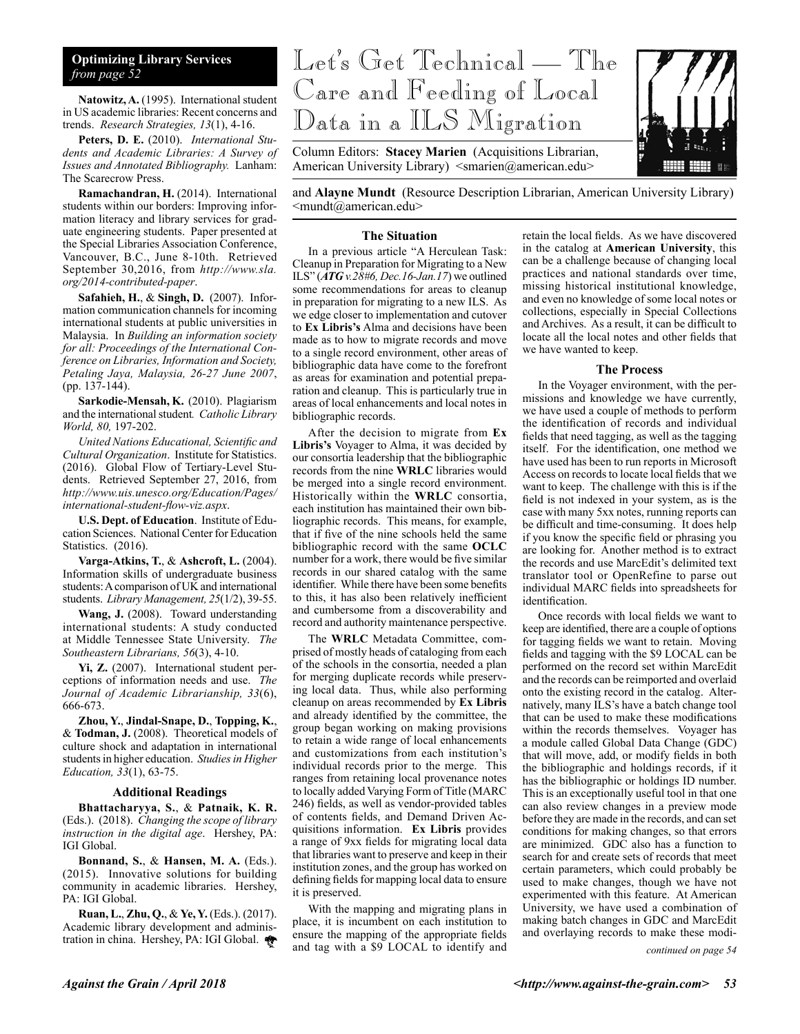## Optimizing Library Services
*from page 52*

**Natowitz, A.** (1995). International student in US academic libraries: Recent concerns and trends. *Research Strategies, 13*(1), 4-16.

**Peters, D. E.** (2010). *International Students and Academic Libraries: A Survey of Issues and Annotated Bibliography.* Lanham: The Scarecrow Press.

**Ramachandran, H.** (2014). International students within our borders: Improving information literacy and library services for graduate engineering students. Paper presented at the Special Libraries Association Conference, Vancouver, B.C., June 8-10th. Retrieved September 30,2016, from *http://www.sla.org/2014-contributed-paper*.

**Safahieh, H.**, & **Singh, D.** (2007). Information communication channels for incoming international students at public universities in Malaysia. In *Building an information society for all: Proceedings of the International Conference on Libraries, Information and Society, Petaling Jaya, Malaysia, 26-27 June 2007*, (pp. 137-144).

**Sarkodie-Mensah, K.** (2010). Plagiarism and the international student*. Catholic Library World, 80,* 197-202.

*United Nations Educational, Scientific and Cultural Organization*. Institute for Statistics. (2016). Global Flow of Tertiary-Level Students. Retrieved September 27, 2016, from *http://www.uis.unesco.org/Education/Pages/international-student-flow-viz.aspx*.

**U.S. Dept. of Education**. Institute of Education Sciences. National Center for Education Statistics. (2016).

**Varga-Atkins, T.**, & **Ashcroft, L.** (2004). Information skills of undergraduate business students: A comparison of UK and international students. *Library Management, 25*(1/2), 39-55.

**Wang, J.** (2008). Toward understanding international students: A study conducted at Middle Tennessee State University. *The Southeastern Librarians, 56*(3), 4-10.

**Yi, Z.** (2007). International student perceptions of information needs and use. *The Journal of Academic Librarianship, 33*(6), 666-673.

**Zhou, Y.**, **Jindal-Snape, D.**, **Topping, K.**, & **Todman, J.** (2008). Theoretical models of culture shock and adaptation in international students in higher education. *Studies in Higher Education, 33*(1), 63-75.

### Additional Readings

**Bhattacharyya, S.**, & **Patnaik, K. R.** (Eds.). (2018). *Changing the scope of library instruction in the digital age*. Hershey, PA: IGI Global.

**Bonnand, S.**, & **Hansen, M. A.** (Eds.). (2015). Innovative solutions for building community in academic libraries. Hershey, PA: IGI Global.

**Ruan, L.**, **Zhu, Q.**, & **Ye, Y.** (Eds.). (2017). Academic library development and administration in china. Hershey, PA: IGI Global.

# Let's Get Technical — The Care and Feeding of Local Data in a ILS Migration

Column Editors: **Stacey Marien** (Acquisitions Librarian, American University Library) <smarien@american.edu> and **Alayne Mundt** (Resource Description Librarian, American University Library) <mundt@american.edu>

### The Situation

In a previous article "A Herculean Task: Cleanup in Preparation for Migrating to a New ILS" (***ATG*** *v.28#6, Dec.16-Jan.17*) we outlined some recommendations for areas to cleanup in preparation for migrating to a new ILS. As we edge closer to implementation and cutover to **Ex Libris's** Alma and decisions have been made as to how to migrate records and move to a single record environment, other areas of bibliographic data have come to the forefront as areas for examination and potential preparation and cleanup. This is particularly true in areas of local enhancements and local notes in bibliographic records.

After the decision to migrate from **Ex Libris's** Voyager to Alma, it was decided by our consortia leadership that the bibliographic records from the nine **WRLC** libraries would be merged into a single record environment. Historically within the **WRLC** consortia, each institution has maintained their own bibliographic records. This means, for example, that if five of the nine schools held the same bibliographic record with the same **OCLC** number for a work, there would be five similar records in our shared catalog with the same identifier. While there have been some benefits to this, it has also been relatively inefficient and cumbersome from a discoverability and record and authority maintenance perspective.

The **WRLC** Metadata Committee, comprised of mostly heads of cataloging from each of the schools in the consortia, needed a plan for merging duplicate records while preserving local data. Thus, while also performing cleanup on areas recommended by **Ex Libris** and already identified by the committee, the group began working on making provisions to retain a wide range of local enhancements and customizations from each institution's individual records prior to the merge. This ranges from retaining local provenance notes to locally added Varying Form of Title (MARC 246) fields, as well as vendor-provided tables of contents fields, and Demand Driven Acquisitions information. **Ex Libris** provides a range of 9xx fields for migrating local data that libraries want to preserve and keep in their institution zones, and the group has worked on defining fields for mapping local data to ensure it is preserved.

With the mapping and migrating plans in place, it is incumbent on each institution to ensure the mapping of the appropriate fields and tag with a $9 LOCAL to identify and retain the local fields. As we have discovered in the catalog at **American University**, this can be a challenge because of changing local practices and national standards over time, missing historical institutional knowledge, and even no knowledge of some local notes or collections, especially in Special Collections and Archives. As a result, it can be difficult to locate all the local notes and other fields that we have wanted to keep.

### The Process

In the Voyager environment, with the permissions and knowledge we have currently, we have used a couple of methods to perform the identification of records and individual fields that need tagging, as well as the tagging itself. For the identification, one method we have used has been to run reports in Microsoft Access on records to locate local fields that we want to keep. The challenge with this is if the field is not indexed in your system, as is the case with many 5xx notes, running reports can be difficult and time-consuming. It does help if you know the specific field or phrasing you are looking for. Another method is to extract the records and use MarcEdit's delimited text translator tool or OpenRefine to parse out individual MARC fields into spreadsheets for identification.

Once records with local fields we want to keep are identified, there are a couple of options for tagging fields we want to retain. Moving fields and tagging with the $9 LOCAL can be performed on the record set within MarcEdit and the records can be reimported and overlaid onto the existing record in the catalog. Alternatively, many ILS's have a batch change tool that can be used to make these modifications within the records themselves. Voyager has a module called Global Data Change (GDC) that will move, add, or modify fields in both the bibliographic and holdings records, if it has the bibliographic or holdings ID number. This is an exceptionally useful tool in that one can also review changes in a preview mode before they are made in the records, and can set conditions for making changes, so that errors are minimized. GDC also has a function to search for and create sets of records that meet certain parameters, which could probably be used to make changes, though we have not experimented with this feature. At American University, we have used a combination of making batch changes in GDC and MarcEdit and overlaying records to make these modi-

*continued on page 54*